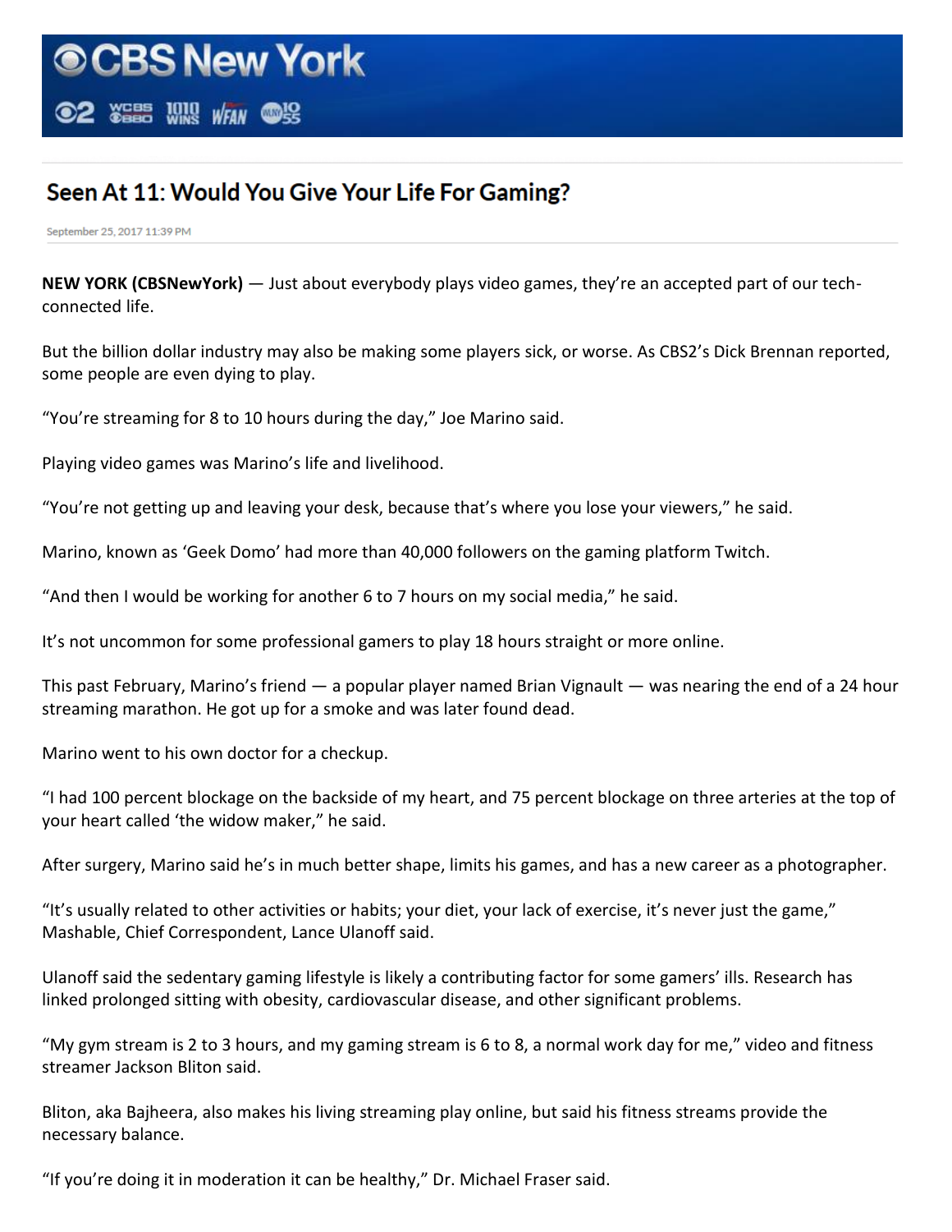# CBS New York

## Seen At 11: Would You Give Your Life For Gaming?

September 25, 2017 11:39 PM

**NEW YORK (CBSNewYork)** — Just about everybody plays video games, they're an accepted part of our tech-connected life.

But the billion dollar industry may also be making some players sick, or worse. As CBS2's Dick Brennan reported, some people are even dying to play.

"You're streaming for 8 to 10 hours during the day," Joe Marino said.

Playing video games was Marino's life and livelihood.

"You're not getting up and leaving your desk, because that's where you lose your viewers," he said.

Marino, known as 'Geek Domo' had more than 40,000 followers on the gaming platform Twitch.

"And then I would be working for another 6 to 7 hours on my social media," he said.

It's not uncommon for some professional gamers to play 18 hours straight or more online.

This past February, Marino's friend — a popular player named Brian Vignault — was nearing the end of a 24 hour streaming marathon. He got up for a smoke and was later found dead.

Marino went to his own doctor for a checkup.

"I had 100 percent blockage on the backside of my heart, and 75 percent blockage on three arteries at the top of your heart called 'the widow maker," he said.

After surgery, Marino said he's in much better shape, limits his games, and has a new career as a photographer.

"It's usually related to other activities or habits; your diet, your lack of exercise, it's never just the game," Mashable, Chief Correspondent, Lance Ulanoff said.

Ulanoff said the sedentary gaming lifestyle is likely a contributing factor for some gamers' ills. Research has linked prolonged sitting with obesity, cardiovascular disease, and other significant problems.

"My gym stream is 2 to 3 hours, and my gaming stream is 6 to 8, a normal work day for me," video and fitness streamer Jackson Bliton said.

Bliton, aka Bajheera, also makes his living streaming play online, but said his fitness streams provide the necessary balance.

"If you're doing it in moderation it can be healthy," Dr. Michael Fraser said.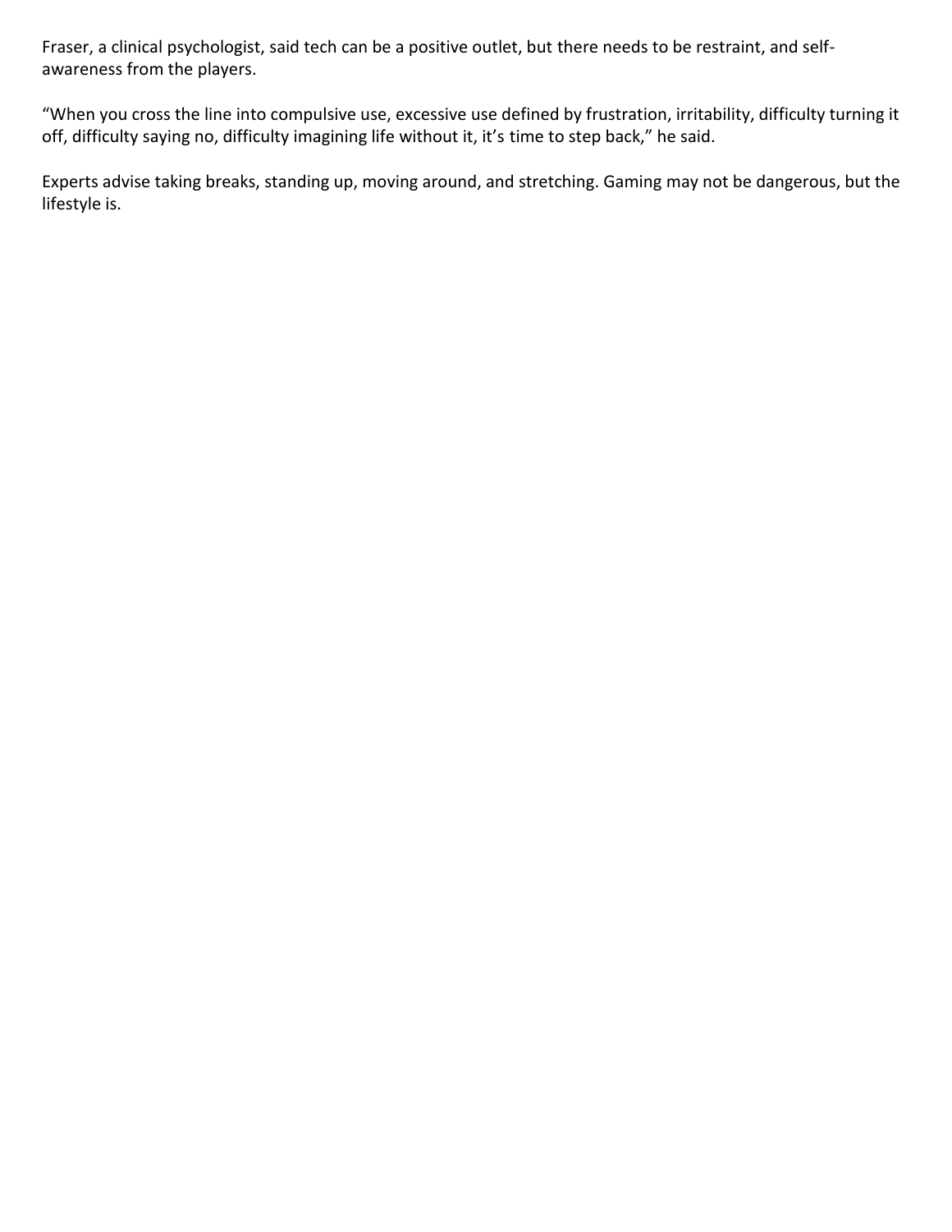Fraser, a clinical psychologist, said tech can be a positive outlet, but there needs to be restraint, and self-awareness from the players.

“When you cross the line into compulsive use, excessive use defined by frustration, irritability, difficulty turning it off, difficulty saying no, difficulty imagining life without it, it’s time to step back,” he said.

Experts advise taking breaks, standing up, moving around, and stretching. Gaming may not be dangerous, but the lifestyle is.